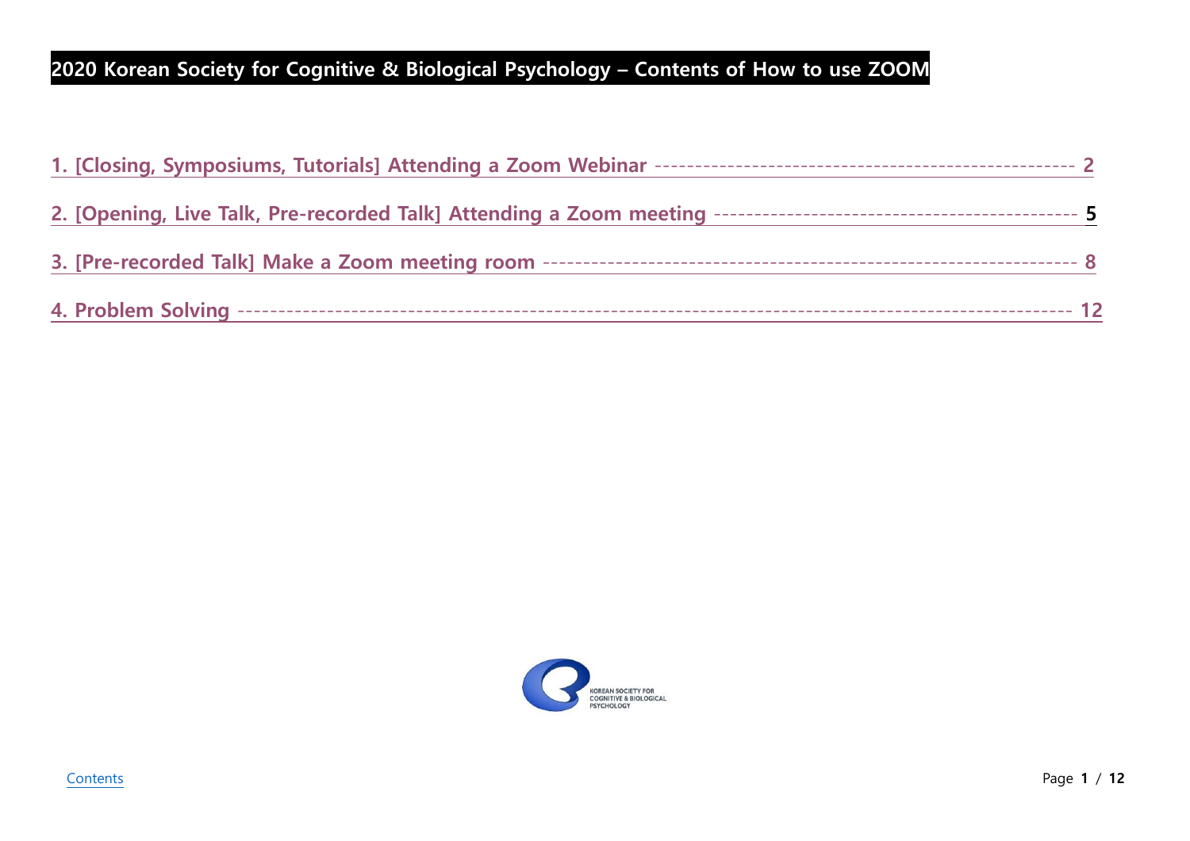# 2020 Korean Society for Cognitive & Biological Psychology – Contents of How to use ZOOM

1. [Closing, Symposiums, Tutorials] Attending a Zoom Webinar ---------------------------------------------------- 2

2. [Opening, Live Talk, Pre-recorded Talk] Attending a Zoom meeting -------------------------------------------- 5

3. [Pre-recorded Talk] Make a Zoom meeting room --------------------------------------------------------------- 8

4. Problem Solving ------------------------------------------------------------------------------------------------ 12

KOREAN SOCIETY FOR COGNITIVE & BIOLOGICAL PSYCHOLOGY

Contents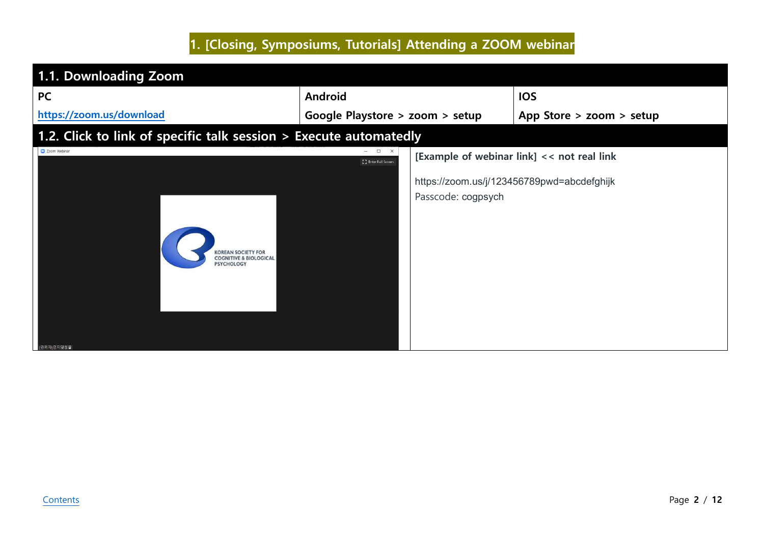# 1. [Closing, Symposiums, Tutorials] Attending a ZOOM webinar

## 1.1. Downloading Zoom

| PC | Android | IOS |
| --- | --- | --- |
| https://zoom.us/download | Google Playstore > zoom > setup | App Store > zoom > setup |

## 1.2. Click to link of specific talk session > Execute automatedly

**[Example of webinar link] << not real link**

https://zoom.us/j/123456789pwd=abcdefghijk
Passcode: cogpsych

Contents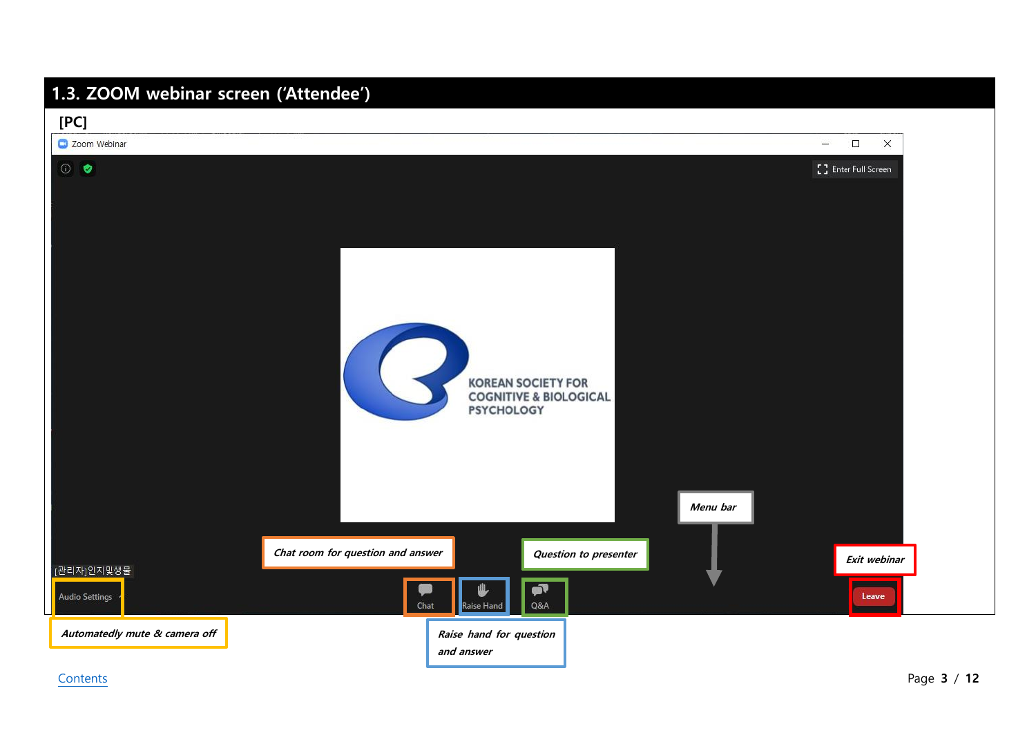## 1.3. ZOOM webinar screen ('Attendee')

**[PC]**

Zoom Webinar

Enter Full Screen

KOREAN SOCIETY FOR COGNITIVE & BIOLOGICAL PSYCHOLOGY

[관리자]인지및생물

Audio Settings

Chat

Raise Hand

Q&A

Leave

*Menu bar*

*Chat room for question and answer*

*Question to presenter*

*Exit webinar*

*Automatedly mute & camera off*

*Raise hand for question and answer*

Contents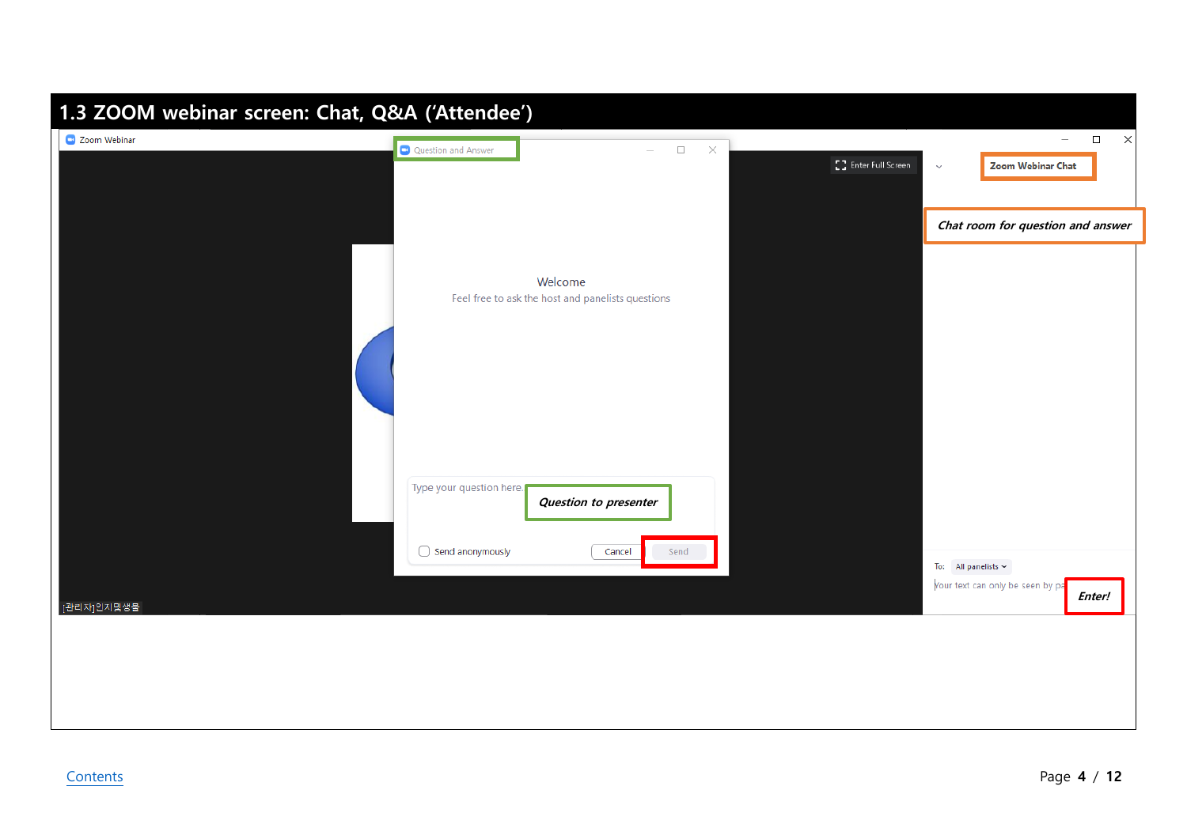# 1.3 ZOOM webinar screen: Chat, Q&A ('Attendee')

Zoom Webinar

Question and Answer

Enter Full Screen

Zoom Webinar Chat

Chat room for question and answer

Welcome

Feel free to ask the host and panelists questions

Type your question here.

Question to presenter

Send anonymously

Cancel

Send

To: All panelists

Your text can only be seen by pa

Enter!

[관리자]인지및생물

Contents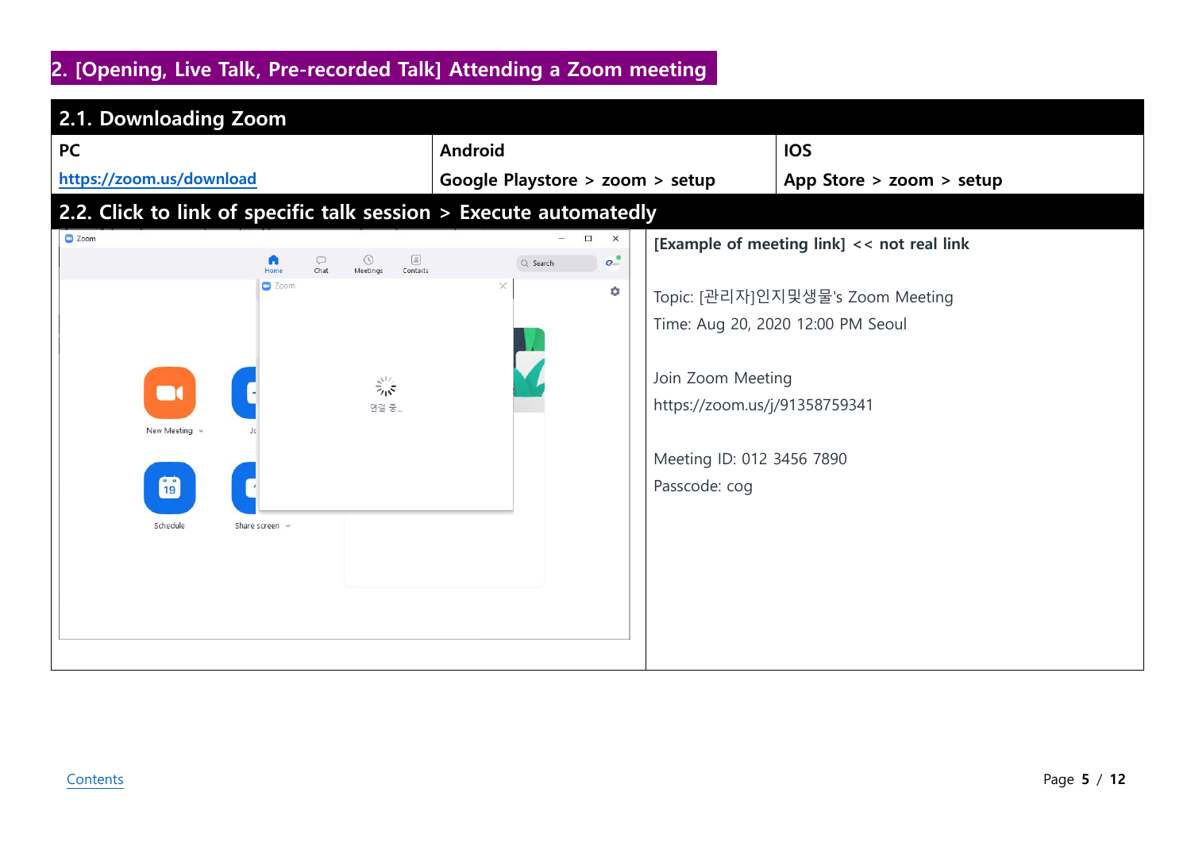## 2. [Opening, Live Talk, Pre-recorded Talk] Attending a Zoom meeting

### 2.1. Downloading Zoom

| PC | Android | IOS |
|---|---|---|
| https://zoom.us/download | Google Playstore > zoom > setup | App Store > zoom > setup |

### 2.2. Click to link of specific talk session > Execute automatedly

**[Example of meeting link] << not real link**

Topic: [관리자]인지및생물's Zoom Meeting
Time: Aug 20, 2020 12:00 PM Seoul

Join Zoom Meeting
https://zoom.us/j/91358759341

Meeting ID: 012 3456 7890
Passcode: cog

Contents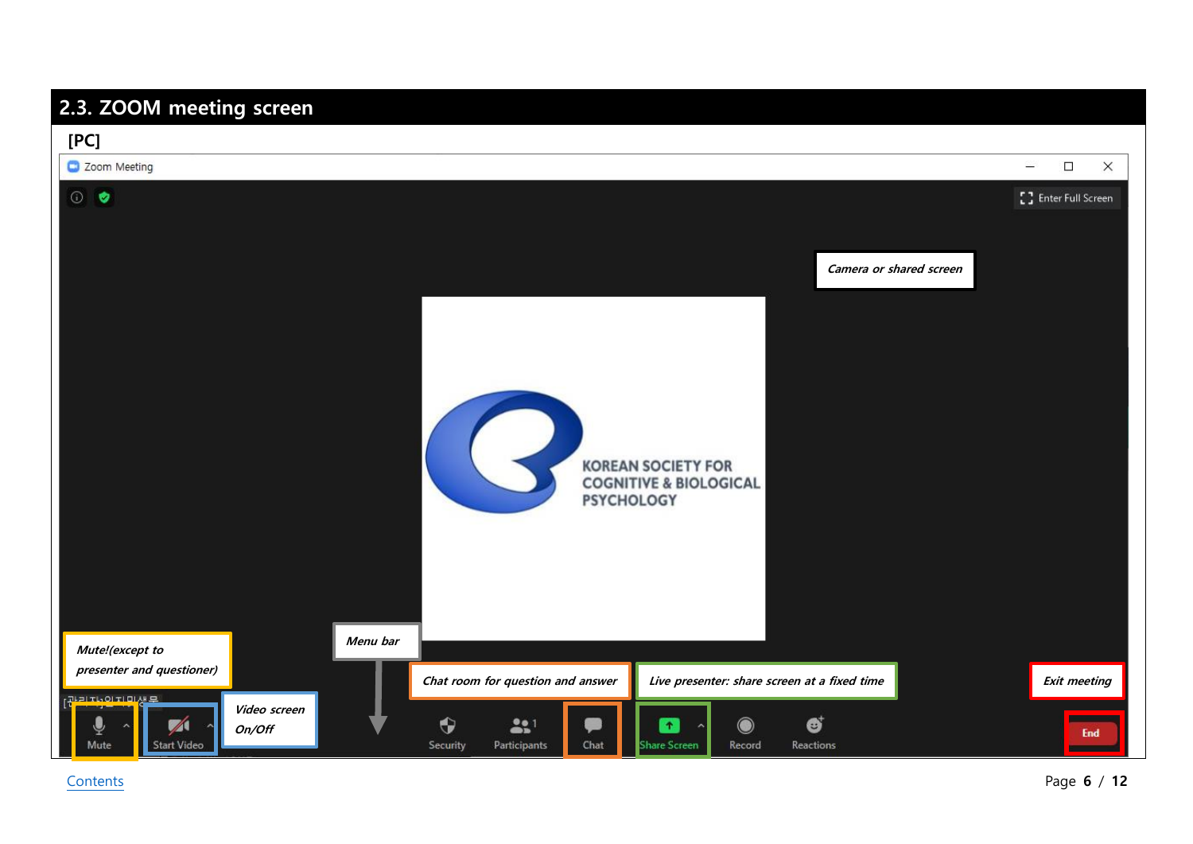## 2.3. ZOOM meeting screen

**[PC]**

Zoom Meeting

Enter Full Screen

*Camera or shared screen*

KOREAN SOCIETY FOR COGNITIVE & BIOLOGICAL PSYCHOLOGY

*Mute!(except to presenter and questioner)*

*Menu bar*

*Chat room for question and answer*

*Live presenter: share screen at a fixed time*

*Exit meeting*

*Video screen On/Off*

Mute | Start Video | Security | Participants | Chat | Share Screen | Record | Reactions | End

Contents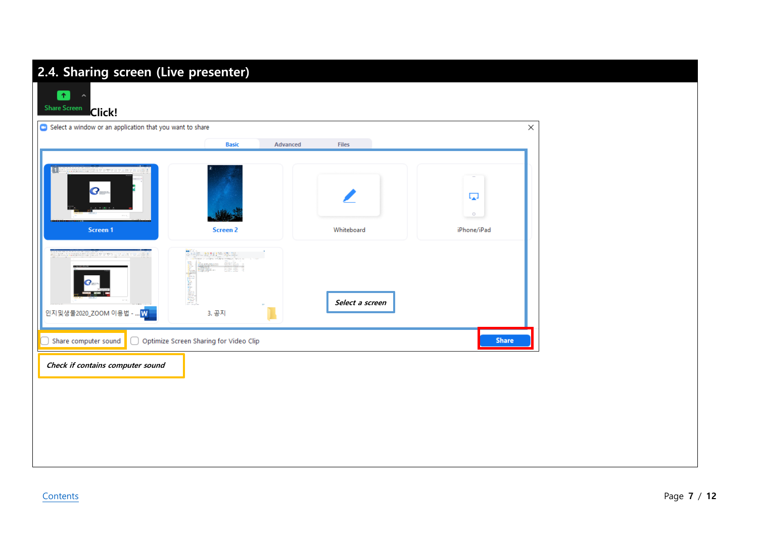## 2.4. Sharing screen (Live presenter)

Share Screen

**Click!**

Select a window or an application that you want to share

Basic | Advanced | Files

Screen 1

Screen 2

Whiteboard

iPhone/iPad

인지및생물2020_ZOOM 이용법 - ...

3. 공지

***Select a screen***

Share computer sound

Optimize Screen Sharing for Video Clip

Share

***Check if contains computer sound***

Contents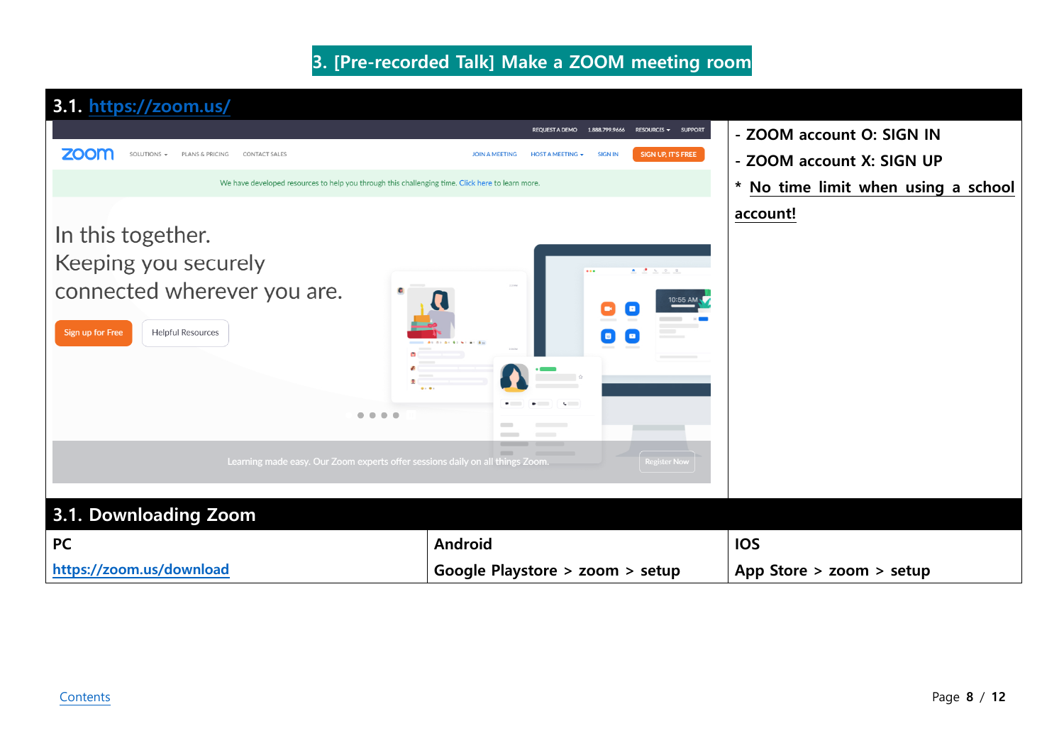# 3. [Pre-recorded Talk] Make a ZOOM meeting room

## 3.1. https://zoom.us/

- ZOOM account O: SIGN IN
- ZOOM account X: SIGN UP

* No time limit when using a school account!

## 3.1. Downloading Zoom

| PC | Android | IOS |
| --- | --- | --- |
| https://zoom.us/download | Google Playstore > zoom > setup | App Store > zoom > setup |

Contents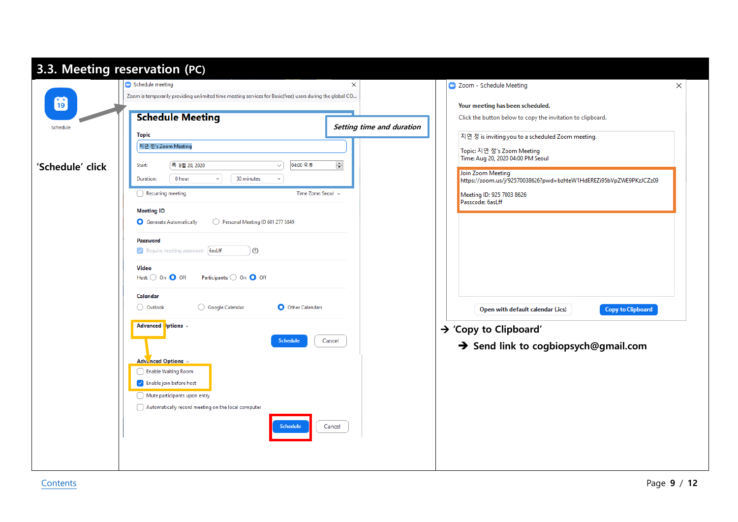# 3.3. Meeting reservation (PC)

Schedule

'Schedule' click

Schedule meeting

Zoom is temporarily providing unlimited time meeting services for Basic(free) users during the global CO...

## Schedule Meeting

*Setting time and duration*

Topic

지연 정's Zoom Meeting

Start: 목 8월 20, 2020 04:00 오후

Duration: 0 hour 30 minutes

Recurring meeting Time Zone: Seoul

Meeting ID

Generate Automatically Personal Meeting ID 601 277 5849

Password

Require meeting password 6asLff

Video

Host: On Off Participants: On Off

Calendar

Outlook Google Calendar Other Calendars

Advanced Options

Schedule Cancel

Advanced Options

Enable Waiting Room

Enable join before host

Mute participants upon entry

Automatically record meeting on the local computer

Schedule Cancel

Zoom - Schedule Meeting

**Your meeting has been scheduled.**

Click the button below to copy the invitation to clipboard.

지연 정 is inviting you to a scheduled Zoom meeting.

Topic: 지연 정's Zoom Meeting
Time: Aug 20, 2020 04:00 PM Seoul

Join Zoom Meeting
https://zoom.us/j/92570038626?pwd=bzhteW1HdEREZi95bVpZWE9PKzJCZz09

Meeting ID: 925 7003 8626
Passcode: 6asLff

Open with default calendar (.ics) Copy to Clipboard

→ 'Copy to Clipboard'

→ **Send link to cogbiopsych@gmail.com**

Contents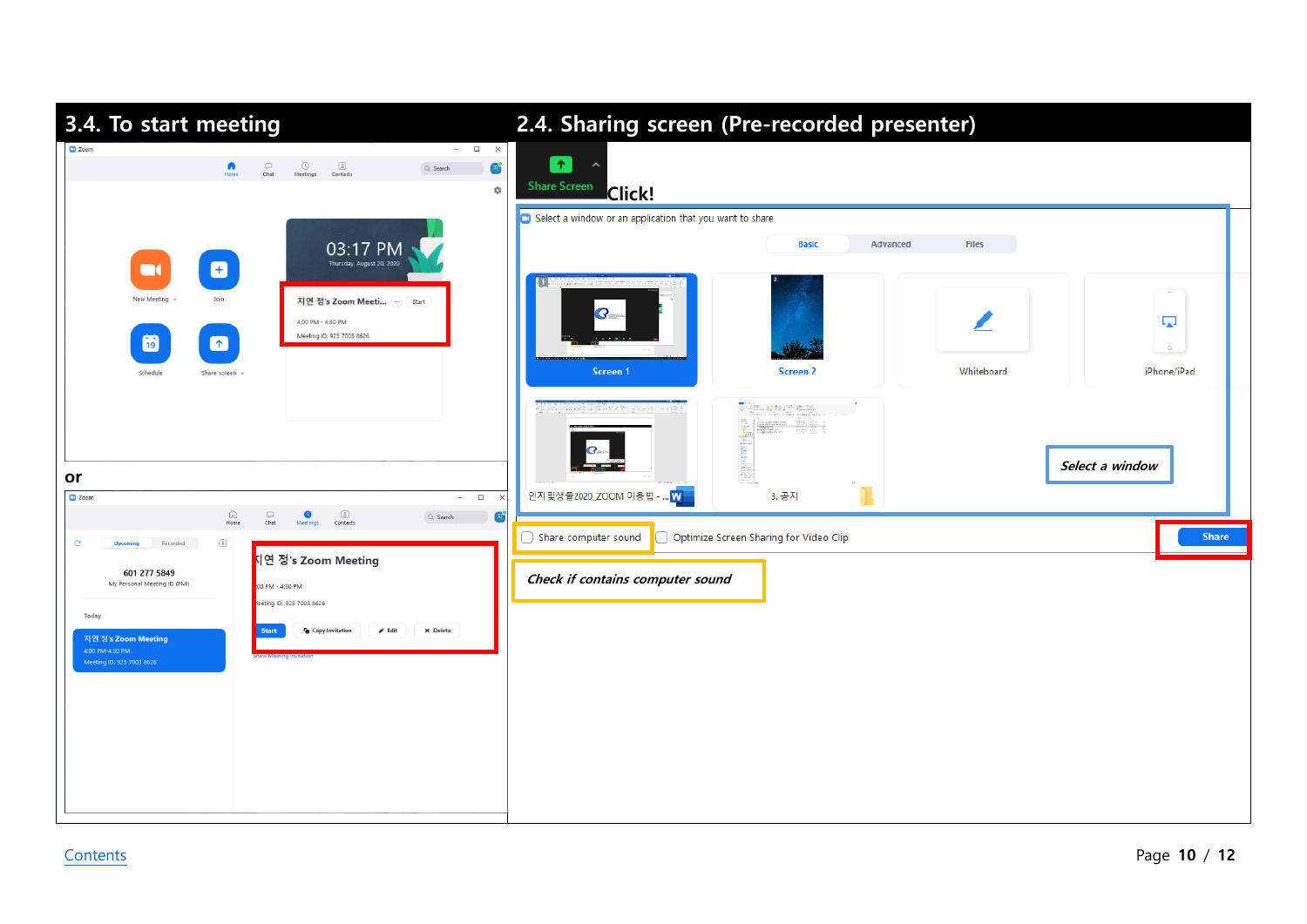## 3.4. To start meeting

Zoom

Home Chat Meetings Contacts Search

03:17 PM

Thursday, August 20, 2020

지연 정's Zoom Meeti... Start

4:00 PM - 4:30 PM

Meeting ID: 925 7003 8626

New Meeting Join

Schedule Share screen

**or**

Zoom

Home Chat Meetings Contacts Search

Upcoming Recorded

601 277 5849

My Personal Meeting ID (PMI)

Today

지연 정's Zoom Meeting

4:00 PM-4:30 PM

Meeting ID: 925 7003 8626

지연 정's Zoom Meeting

4:00 PM - 4:30 PM

Meeting ID: 925 7003 8626

Start Copy Invitation Edit Delete

Show Meeting Invitation

## 2.4. Sharing screen (Pre-recorded presenter)

Share Screen **Click!**

Select a window or an application that you want to share

Basic Advanced Files

Screen 1 Screen 2 Whiteboard iPhone/iPad

인지및성출2020_ZOOM 이용법 - ... 3. 공지

*Select a window*

Share computer sound Optimize Screen Sharing for Video Clip Share

*Check if contains computer sound*

Contents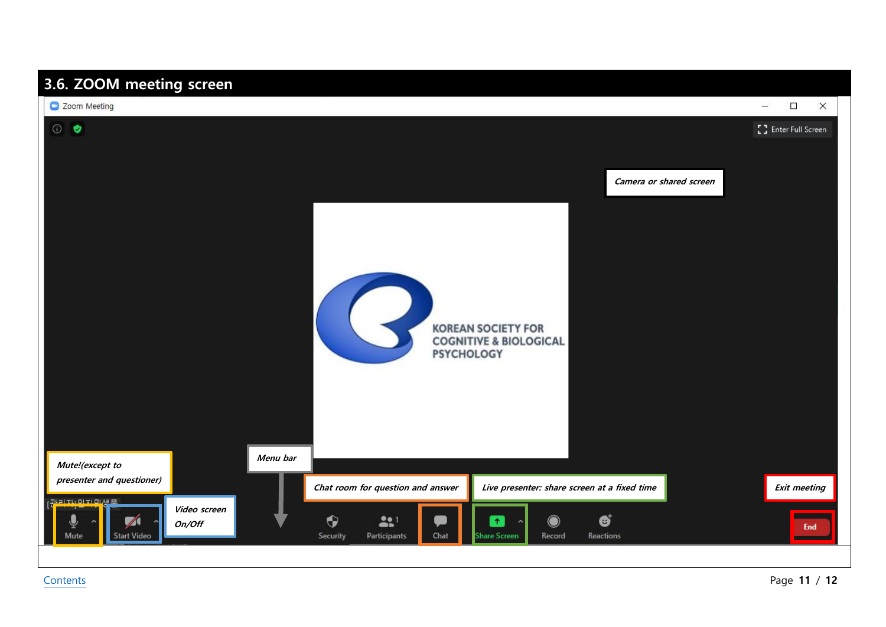## 3.6. ZOOM meeting screen

Zoom Meeting

Enter Full Screen

*Camera or shared screen*

KOREAN SOCIETY FOR COGNITIVE & BIOLOGICAL PSYCHOLOGY

*Mute!(except to presenter and questioner)*

*Menu bar*

*Chat room for question and answer*

*Live presenter: share screen at a fixed time*

*Exit meeting*

*Video screen On/Off*

Mute | Start Video | Security | Participants | Chat | Share Screen | Record | Reactions | End

Contents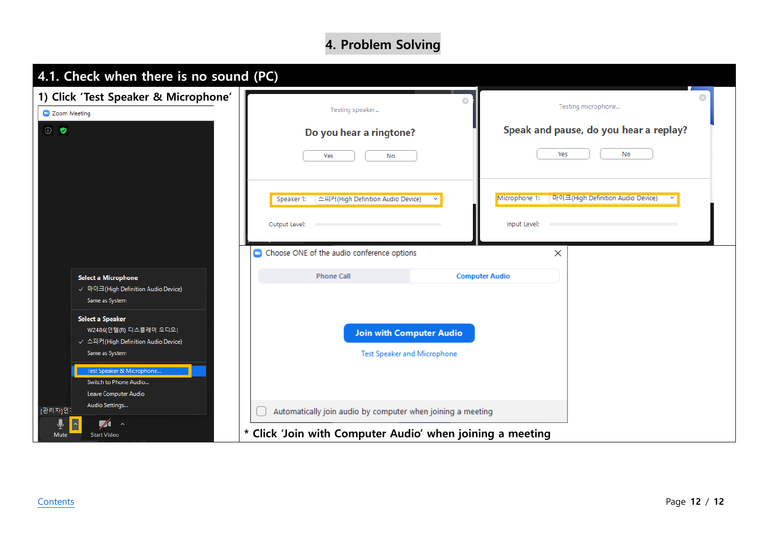# 4. Problem Solving

## 4.1. Check when there is no sound (PC)

### 1) Click 'Test Speaker & Microphone'

Zoom Meeting

Select a Microphone
✓ 마이크(High Definition Audio Device)
Same as System

Select a Speaker
W2486(인텔(R) 디스플레이 오디오)
✓ 스피커(High Definition Audio Device)
Same as System

Test Speaker & Microphone...
Switch to Phone Audio...
Leave Computer Audio
Audio Settings...

Mute    Start Video

Testing speaker...

Do you hear a ringtone?

Yes    No

Speaker 1: 스피커(High Definition Audio Device)

Output Level:

Testing microphone...

Speak and pause, do you hear a replay?

Yes    No

Microphone 1: 마이크(High Definition Audio Device)

Input Level:

Choose ONE of the audio conference options

Phone Call    Computer Audio

Join with Computer Audio

Test Speaker and Microphone

Automatically join audio by computer when joining a meeting

**\* Click 'Join with Computer Audio' when joining a meeting**

Contents